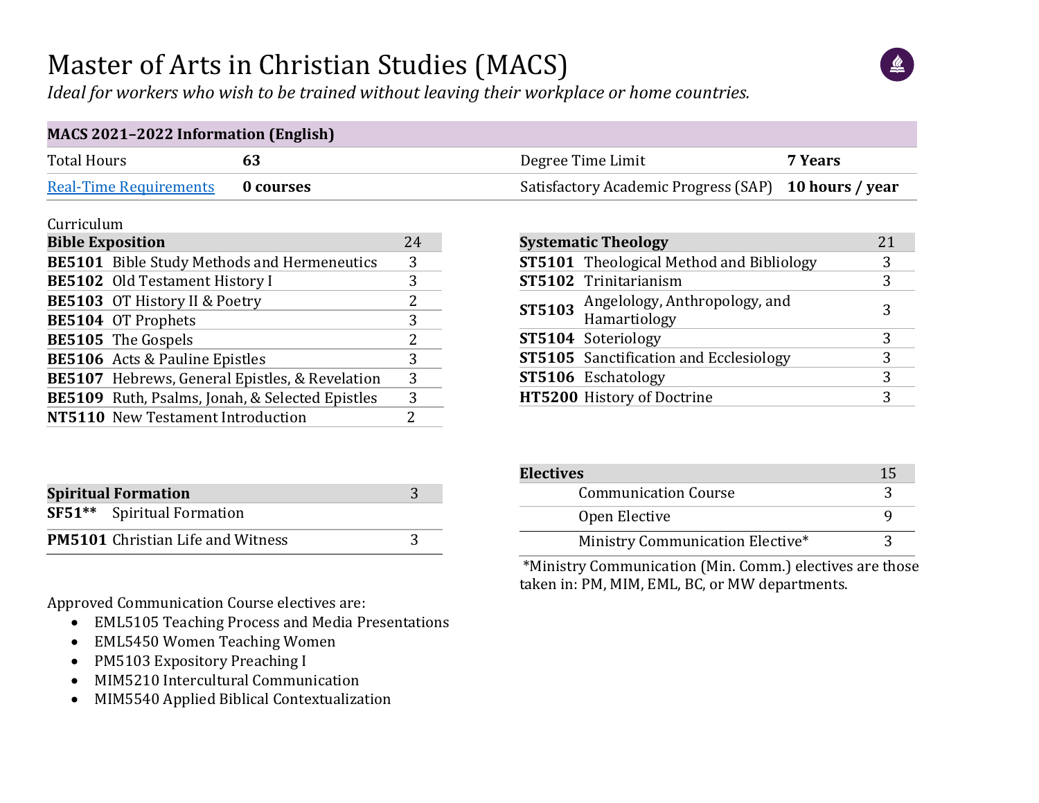# Master of Arts in Christian Studies (MACS)

*Ideal for workers who wish to be trained without leaving their workplace or home countries.*

| MACS 2021–2022 Information (English) | | | |
|---|---|---|---|
| Total Hours | **63** | Degree Time Limit | **7 Years** |
| Real-Time Requirements | **0 courses** | Satisfactory Academic Progress (SAP) | **10 hours / year** |

Curriculum

| **Bible Exposition** | | 24 |
|---|---|---|
| **BE5101** | Bible Study Methods and Hermeneutics | 3 |
| **BE5102** | Old Testament History I | 3 |
| **BE5103** | OT History II & Poetry | 2 |
| **BE5104** | OT Prophets | 3 |
| **BE5105** | The Gospels | 2 |
| **BE5106** | Acts & Pauline Epistles | 3 |
| **BE5107** | Hebrews, General Epistles, & Revelation | 3 |
| **BE5109** | Ruth, Psalms, Jonah, & Selected Epistles | 3 |
| **NT5110** | New Testament Introduction | 2 |

| **Systematic Theology** | | 21 |
|---|---|---|
| **ST5101** | Theological Method and Bibliology | 3 |
| **ST5102** | Trinitarianism | 3 |
| **ST5103** | Angelology, Anthropology, and Hamartiology | 3 |
| **ST5104** | Soteriology | 3 |
| **ST5105** | Sanctification and Ecclesiology | 3 |
| **ST5106** | Eschatology | 3 |
| **HT5200** | History of Doctrine | 3 |

| **Spiritual Formation** | | 3 |
|---|---|---|
| **SF51**** | Spiritual Formation | |
| **PM5101** | Christian Life and Witness | 3 |

| **Electives** | 15 |
|---|---|
| Communication Course | 3 |
| Open Elective | 9 |
| Ministry Communication Elective* | 3 |

*Ministry Communication (Min. Comm.) electives are those taken in: PM, MIM, EML, BC, or MW departments.

Approved Communication Course electives are:

- EML5105 Teaching Process and Media Presentations
- EML5450 Women Teaching Women
- PM5103 Expository Preaching I
- MIM5210 Intercultural Communication
- MIM5540 Applied Biblical Contextualization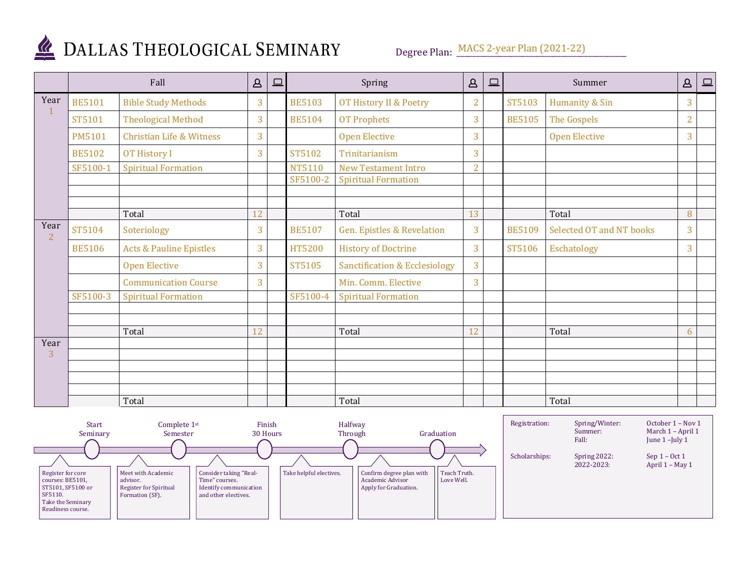# Dallas Theological Seminary

Degree Plan: MACS 2-year Plan (2021-22)

| | Fall | | In-person | Online | Spring | | In-person | Online | Summer | | In-person | Online |
|---|---|---|---|---|---|---|---|---|---|---|---|---|
| Year 1 | BE5101 | Bible Study Methods | 3 | | BE5103 | OT History II & Poetry | 2 | | ST5103 | Humanity & Sin | 3 | |
| | ST5101 | Theological Method | 3 | | BE5104 | OT Prophets | 3 | | BE5105 | The Gospels | 2 | |
| | PM5101 | Christian Life & Witness | 3 | | | Open Elective | 3 | | | Open Elective | 3 | |
| | BE5102 | OT History I | 3 | | ST5102 | Trinitarianism | 3 | | | | | |
| | SF5100-1 | Spiritual Formation | | | NT5110 | New Testament Intro | 2 | | | | | |
| | | | | | SF5100-2 | Spiritual Formation | | | | | | |
| | | Total | 12 | | | Total | 13 | | | Total | 8 | |
| Year 2 | ST5104 | Soteriology | 3 | | BE5107 | Gen. Epistles & Revelation | 3 | | BE5109 | Selected OT and NT books | 3 | |
| | BE5106 | Acts & Pauline Epistles | 3 | | HT5200 | History of Doctrine | 3 | | ST5106 | Eschatology | 3 | |
| | | Open Elective | 3 | | ST5105 | Sanctification & Ecclesiology | 3 | | | | | |
| | | Communication Course | 3 | | | Min. Comm. Elective | 3 | | | | | |
| | SF5100-3 | Spiritual Formation | | | SF5100-4 | Spiritual Formation | | | | | | |
| | | Total | 12 | | | Total | 12 | | | Total | 6 | |
| Year 3 | | | | | | | | | | | | |
| | | Total | | | | Total | | | | Total | | |

**Start Seminary** — Register for core courses: BE5101, ST5101, SF5100 or SF5110. Take the Seminary Readiness course.

**Complete 1st Semester** — Meet with Academic advisor. Register for Spiritual Formation (SF).

**Finish 30 Hours** — Consider taking "Real-Time" courses. Identify communication and other electives.

**Halfway Through** — Take helpful electives.

**Graduation** — Confirm degree plan with Academic Advisor. Apply for Graduation.

Teach Truth. Love Well.

| | | |
|---|---|---|
| Registration: | Spring/Winter: | October 1 – Nov 1 |
| | Summer: | March 1 – April 1 |
| | Fall: | June 1 – July 1 |
| Scholarships: | Spring 2022: | Sep 1 – Oct 1 |
| | 2022-2023: | April 1 – May 1 |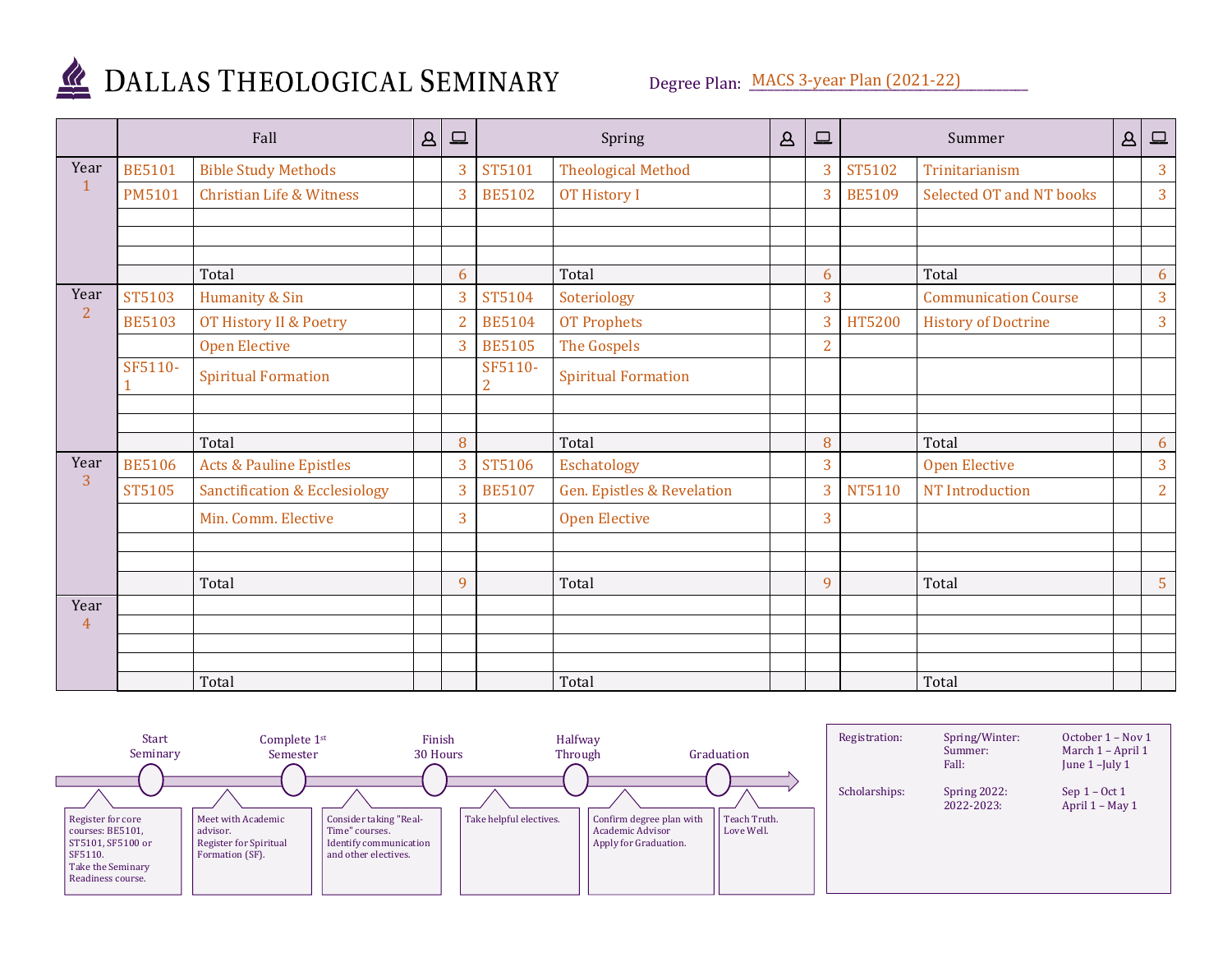# DALLAS THEOLOGICAL SEMINARY

Degree Plan: MACS 3-year Plan (2021-22)

| | Fall | | In-person | Online | Spring | | In-person | Online | Summer | | In-person | Online |
|---|---|---|---|---|---|---|---|---|---|---|---|---|
| Year 1 | BE5101 | Bible Study Methods | | 3 | ST5101 | Theological Method | | 3 | ST5102 | Trinitarianism | | 3 |
| | PM5101 | Christian Life & Witness | | 3 | BE5102 | OT History I | | 3 | BE5109 | Selected OT and NT books | | 3 |
| | | | | | | | | | | | | |
| | | | | | | | | | | | | |
| | | | | | | | | | | | | |
| | | Total | | 6 | | Total | | 6 | | Total | | 6 |
| Year 2 | ST5103 | Humanity & Sin | | 3 | ST5104 | Soteriology | | 3 | | Communication Course | | 3 |
| | BE5103 | OT History II & Poetry | | 2 | BE5104 | OT Prophets | | 3 | HT5200 | History of Doctrine | | 3 |
| | | Open Elective | | 3 | BE5105 | The Gospels | | 2 | | | | |
| | SF5110-1 | Spiritual Formation | | | SF5110-2 | Spiritual Formation | | | | | | |
| | | | | | | | | | | | | |
| | | | | | | | | | | | | |
| | | Total | | 8 | | Total | | 8 | | Total | | 6 |
| Year 3 | BE5106 | Acts & Pauline Epistles | | 3 | ST5106 | Eschatology | | 3 | | Open Elective | | 3 |
| | ST5105 | Sanctification & Ecclesiology | | 3 | BE5107 | Gen. Epistles & Revelation | | 3 | NT5110 | NT Introduction | | 2 |
| | | Min. Comm. Elective | | 3 | | Open Elective | | 3 | | | | |
| | | | | | | | | | | | | |
| | | | | | | | | | | | | |
| | | Total | | 9 | | Total | | 9 | | Total | | 5 |
| Year 4 | | | | | | | | | | | | |
| | | | | | | | | | | | | |
| | | | | | | | | | | | | |
| | | | | | | | | | | | | |
| | | Total | | | | Total | | | | Total | | |

**Start Seminary**
Register for core courses: BE5101, ST5101, SF5100 or SF5110.
Take the Seminary Readiness course.

**Complete 1st Semester**
Meet with Academic advisor.
Register for Spiritual Formation (SF).

**Finish 30 Hours**
Consider taking "Real-Time" courses.
Identify communication and other electives.

**Halfway Through**
Take helpful electives.

**Graduation**
Confirm degree plan with Academic Advisor
Apply for Graduation.

Teach Truth. Love Well.

| | | |
|---|---|---|
| Registration: | Spring/Winter: | October 1 – Nov 1 |
| | Summer: | March 1 – April 1 |
| | Fall: | June 1 –July 1 |
| Scholarships: | Spring 2022: | Sep 1 – Oct 1 |
| | 2022-2023: | April 1 – May 1 |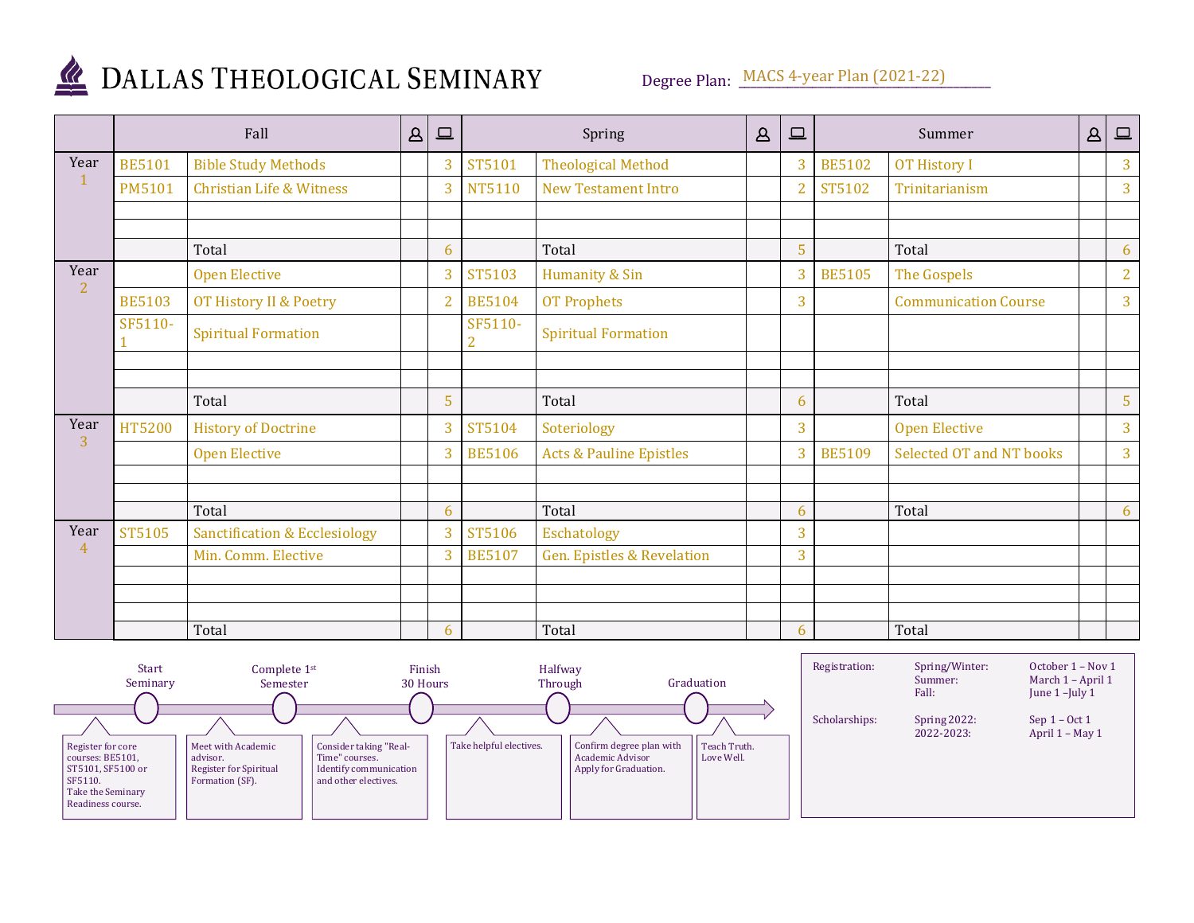# DALLAS THEOLOGICAL SEMINARY

Degree Plan: MACS 4-year Plan (2021-22)

| | Fall | | 👤 | 💻 | Spring | | 👤 | 💻 | Summer | | 👤 | 💻 |
|---|---|---|---|---|---|---|---|---|---|---|---|---|
| Year 1 | BE5101 | Bible Study Methods | | 3 | ST5101 | Theological Method | | 3 | BE5102 | OT History I | | 3 |
| | PM5101 | Christian Life & Witness | | 3 | NT5110 | New Testament Intro | | 2 | ST5102 | Trinitarianism | | 3 |
| | | Total | | 6 | | Total | | 5 | | Total | | 6 |
| Year 2 | | Open Elective | | 3 | ST5103 | Humanity & Sin | | 3 | BE5105 | The Gospels | | 2 |
| | BE5103 | OT History II & Poetry | | 2 | BE5104 | OT Prophets | | 3 | | Communication Course | | 3 |
| | SF5110-1 | Spiritual Formation | | | SF5110-2 | Spiritual Formation | | | | | | |
| | | Total | | 5 | | Total | | 6 | | Total | | 5 |
| Year 3 | HT5200 | History of Doctrine | | 3 | ST5104 | Soteriology | | 3 | | Open Elective | | 3 |
| | | Open Elective | | 3 | BE5106 | Acts & Pauline Epistles | | 3 | BE5109 | Selected OT and NT books | | 3 |
| | | Total | | 6 | | Total | | 6 | | Total | | 6 |
| Year 4 | ST5105 | Sanctification & Ecclesiology | | 3 | ST5106 | Eschatology | | 3 | | | | |
| | | Min. Comm. Elective | | 3 | BE5107 | Gen. Epistles & Revelation | | 3 | | | | |
| | | Total | | 6 | | Total | | 6 | | Total | | |

**Start Seminary**
Register for core courses: BE5101, ST5101, SF5100 or SF5110.
Take the Seminary Readiness course.

**Complete 1st Semester**
Meet with Academic advisor.
Register for Spiritual Formation (SF).

**Finish 30 Hours**
Consider taking "Real-Time" courses.
Identify communication and other electives.

Take helpful electives.

**Halfway Through**
Confirm degree plan with Academic Advisor
Apply for Graduation.

**Graduation**
Teach Truth.
Love Well.

| | | |
|---|---|---|
| Registration: | Spring/Winter: | October 1 – Nov 1 |
| | Summer: | March 1 – April 1 |
| | Fall: | June 1 –July 1 |
| Scholarships: | Spring 2022: | Sep 1 – Oct 1 |
| | 2022-2023: | April 1 – May 1 |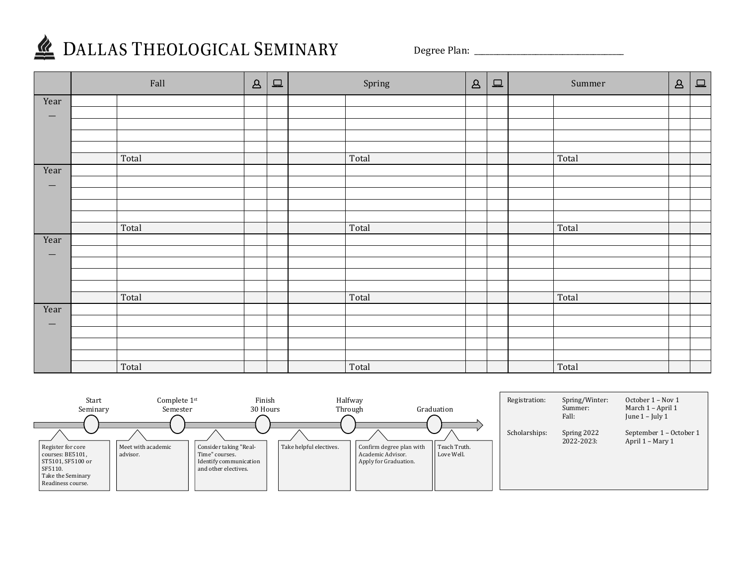# DALLAS THEOLOGICAL SEMINARY

Degree Plan: ______________________________

| | Fall | | 👤 | 💻 | Spring | | 👤 | 💻 | Summer | | 👤 | 💻 |
|---|---|---|---|---|---|---|---|---|---|---|---|---|
| Year __ | | | | | | | | | | | | |
| | | | | | | | | | | | | |
| | | | | | | | | | | | | |
| | | | | | | | | | | | | |
| | | | | | | | | | | | | |
| | | Total | | | | Total | | | | Total | | |
| Year __ | | | | | | | | | | | | |
| | | | | | | | | | | | | |
| | | | | | | | | | | | | |
| | | | | | | | | | | | | |
| | | | | | | | | | | | | |
| | | Total | | | | Total | | | | Total | | |
| Year __ | | | | | | | | | | | | |
| | | | | | | | | | | | | |
| | | | | | | | | | | | | |
| | | | | | | | | | | | | |
| | | | | | | | | | | | | |
| | | Total | | | | Total | | | | Total | | |
| Year __ | | | | | | | | | | | | |
| | | | | | | | | | | | | |
| | | | | | | | | | | | | |
| | | | | | | | | | | | | |
| | | | | | | | | | | | | |
| | | Total | | | | Total | | | | Total | | |

Start Seminary
Complete 1st Semester
Finish 30 Hours
Halfway Through
Graduation

- Register for core courses: BE5101, ST5101, SF5100 or SF5110. Take the Seminary Readiness course.
- Meet with academic advisor.
- Consider taking "Real-Time" courses. Identify communication and other electives.
- Take helpful electives.
- Confirm degree plan with Academic Advisor. Apply for Graduation.
- Teach Truth. Love Well.

| | | |
|---|---|---|
| Registration: | Spring/Winter: | October 1 – Nov 1 |
| | Summer: | March 1 – April 1 |
| | Fall: | June 1 – July 1 |
| Scholarships: | Spring 2022 | September 1 – October 1 |
| | 2022-2023: | April 1 – Mary 1 |